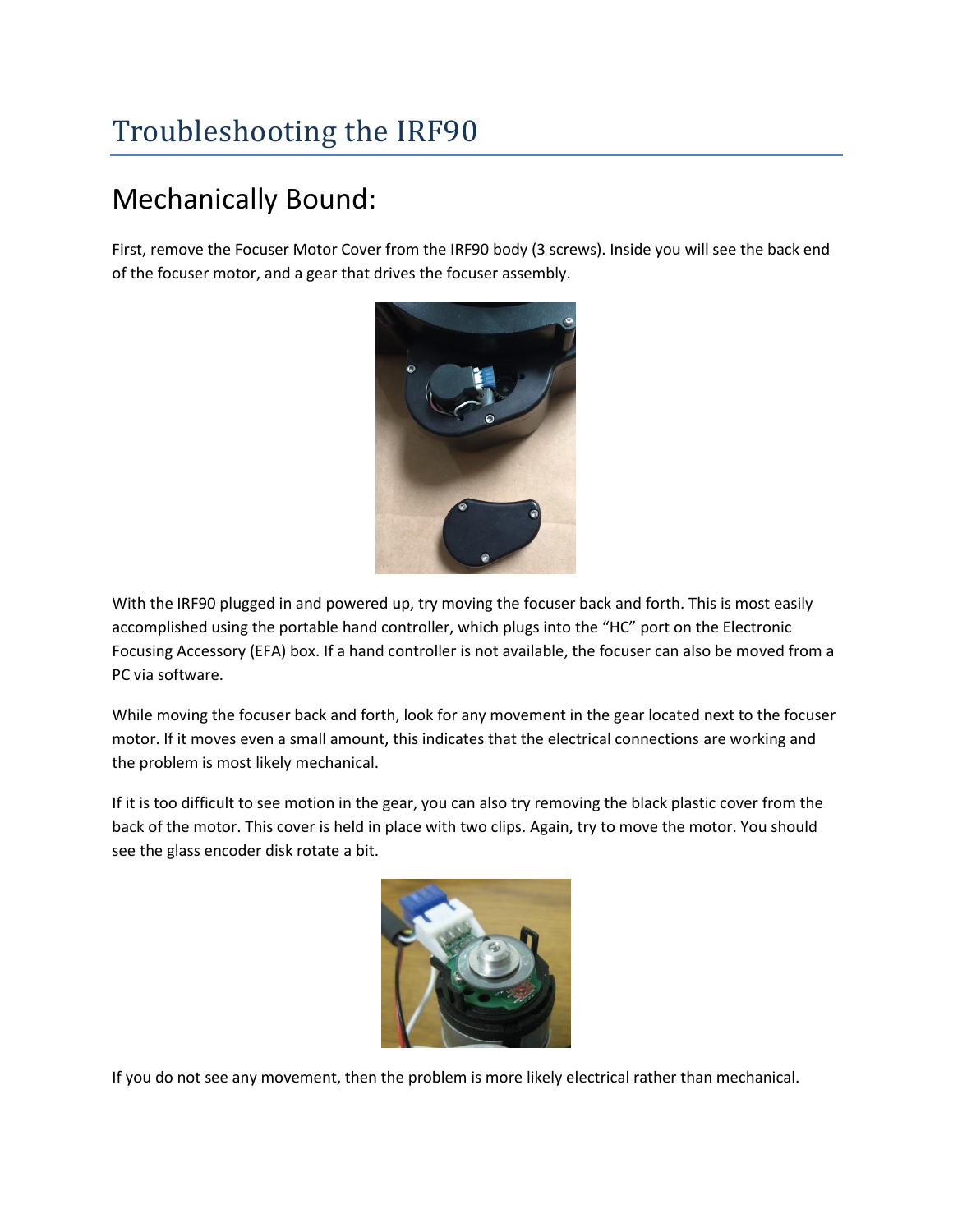# Troubleshooting the IRF90

## Mechanically Bound:

First, remove the Focuser Motor Cover from the IRF90 body (3 screws). Inside you will see the back end of the focuser motor, and a gear that drives the focuser assembly.

With the IRF90 plugged in and powered up, try moving the focuser back and forth. This is most easily accomplished using the portable hand controller, which plugs into the "HC" port on the Electronic Focusing Accessory (EFA) box. If a hand controller is not available, the focuser can also be moved from a PC via software.

While moving the focuser back and forth, look for any movement in the gear located next to the focuser motor. If it moves even a small amount, this indicates that the electrical connections are working and the problem is most likely mechanical.

If it is too difficult to see motion in the gear, you can also try removing the black plastic cover from the back of the motor. This cover is held in place with two clips. Again, try to move the motor. You should see the glass encoder disk rotate a bit.

If you do not see any movement, then the problem is more likely electrical rather than mechanical.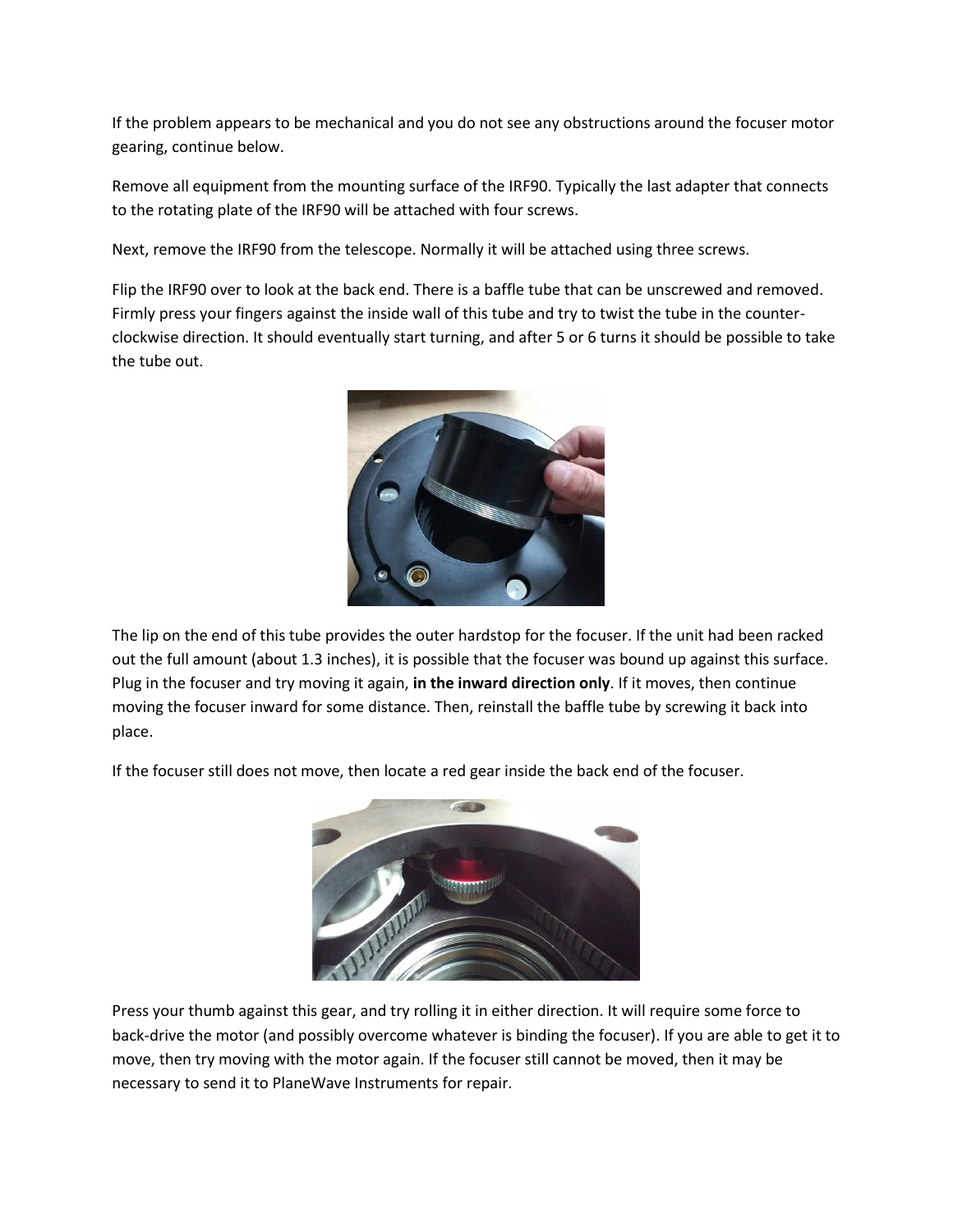If the problem appears to be mechanical and you do not see any obstructions around the focuser motor gearing, continue below.

Remove all equipment from the mounting surface of the IRF90. Typically the last adapter that connects to the rotating plate of the IRF90 will be attached with four screws.

Next, remove the IRF90 from the telescope. Normally it will be attached using three screws.

Flip the IRF90 over to look at the back end. There is a baffle tube that can be unscrewed and removed. Firmly press your fingers against the inside wall of this tube and try to twist the tube in the counter-clockwise direction. It should eventually start turning, and after 5 or 6 turns it should be possible to take the tube out.

The lip on the end of this tube provides the outer hardstop for the focuser. If the unit had been racked out the full amount (about 1.3 inches), it is possible that the focuser was bound up against this surface. Plug in the focuser and try moving it again, **in the inward direction only**. If it moves, then continue moving the focuser inward for some distance. Then, reinstall the baffle tube by screwing it back into place.

If the focuser still does not move, then locate a red gear inside the back end of the focuser.

Press your thumb against this gear, and try rolling it in either direction. It will require some force to back-drive the motor (and possibly overcome whatever is binding the focuser). If you are able to get it to move, then try moving with the motor again. If the focuser still cannot be moved, then it may be necessary to send it to PlaneWave Instruments for repair.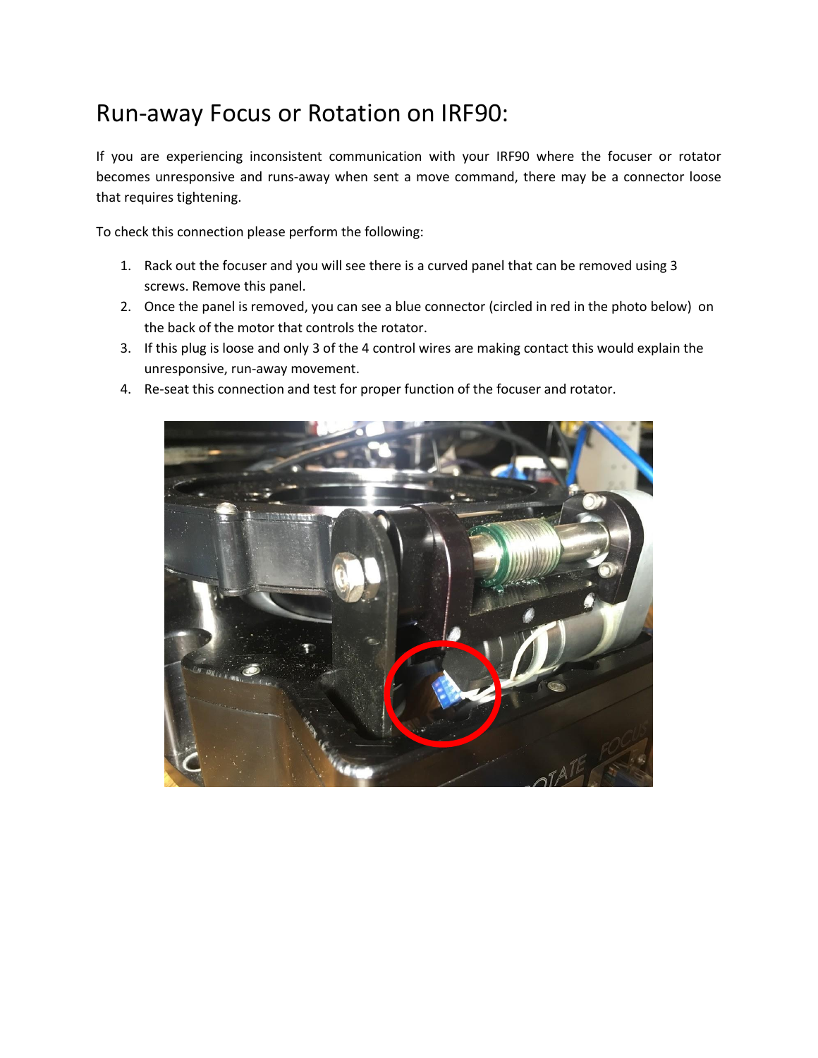# Run-away Focus or Rotation on IRF90:

If you are experiencing inconsistent communication with your IRF90 where the focuser or rotator becomes unresponsive and runs-away when sent a move command, there may be a connector loose that requires tightening.

To check this connection please perform the following:

1. Rack out the focuser and you will see there is a curved panel that can be removed using 3 screws. Remove this panel.
2. Once the panel is removed, you can see a blue connector (circled in red in the photo below) on the back of the motor that controls the rotator.
3. If this plug is loose and only 3 of the 4 control wires are making contact this would explain the unresponsive, run-away movement.
4. Re-seat this connection and test for proper function of the focuser and rotator.